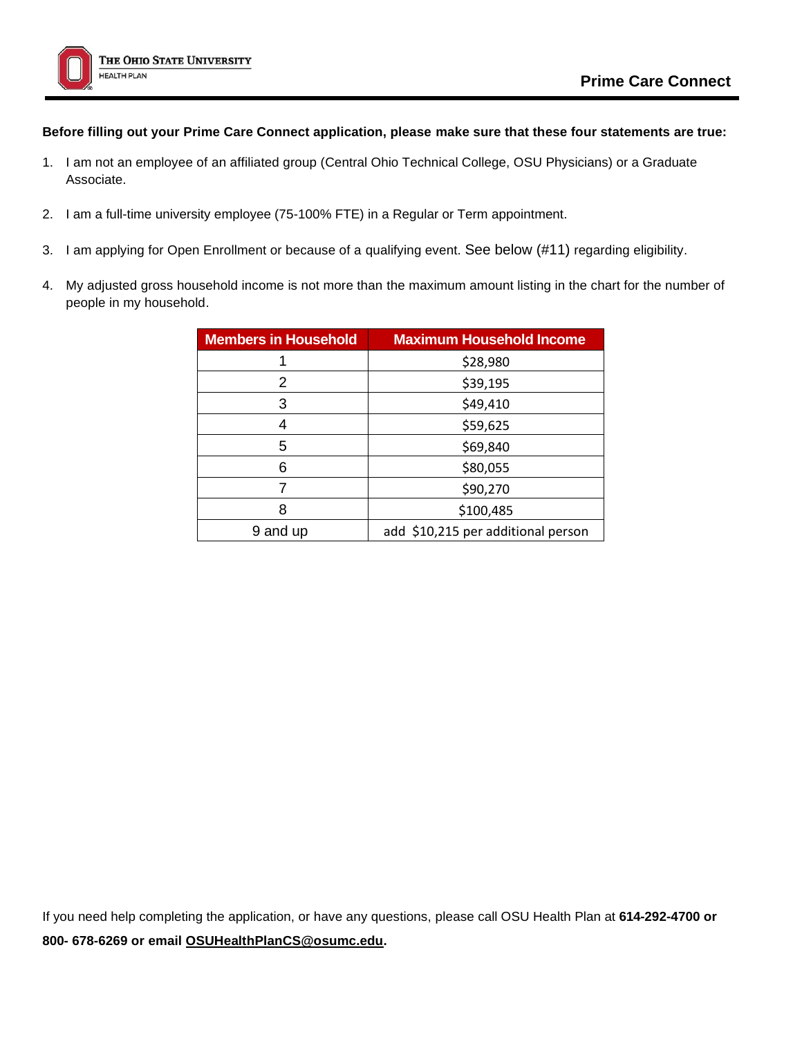The Ohio State University Health Plan

# Prime Care Connect

**Before filling out your Prime Care Connect application, please make sure that these four statements are true:**

1. I am not an employee of an affiliated group (Central Ohio Technical College, OSU Physicians) or a Graduate Associate.

2. I am a full-time university employee (75-100% FTE) in a Regular or Term appointment.

3. I am applying for Open Enrollment or because of a qualifying event. See below (#11) regarding eligibility.

4. My adjusted gross household income is not more than the maximum amount listing in the chart for the number of people in my household.

| Members in Household | Maximum Household Income |
|---|---|
| 1 | $28,980 |
| 2 | $39,195 |
| 3 | $49,410 |
| 4 | $59,625 |
| 5 | $69,840 |
| 6 | $80,055 |
| 7 | $90,270 |
| 8 | $100,485 |
| 9 and up | add $10,215 per additional person |

If you need help completing the application, or have any questions, please call OSU Health Plan at **614-292-4700 or 800- 678-6269 or email OSUHealthPlanCS@osumc.edu.**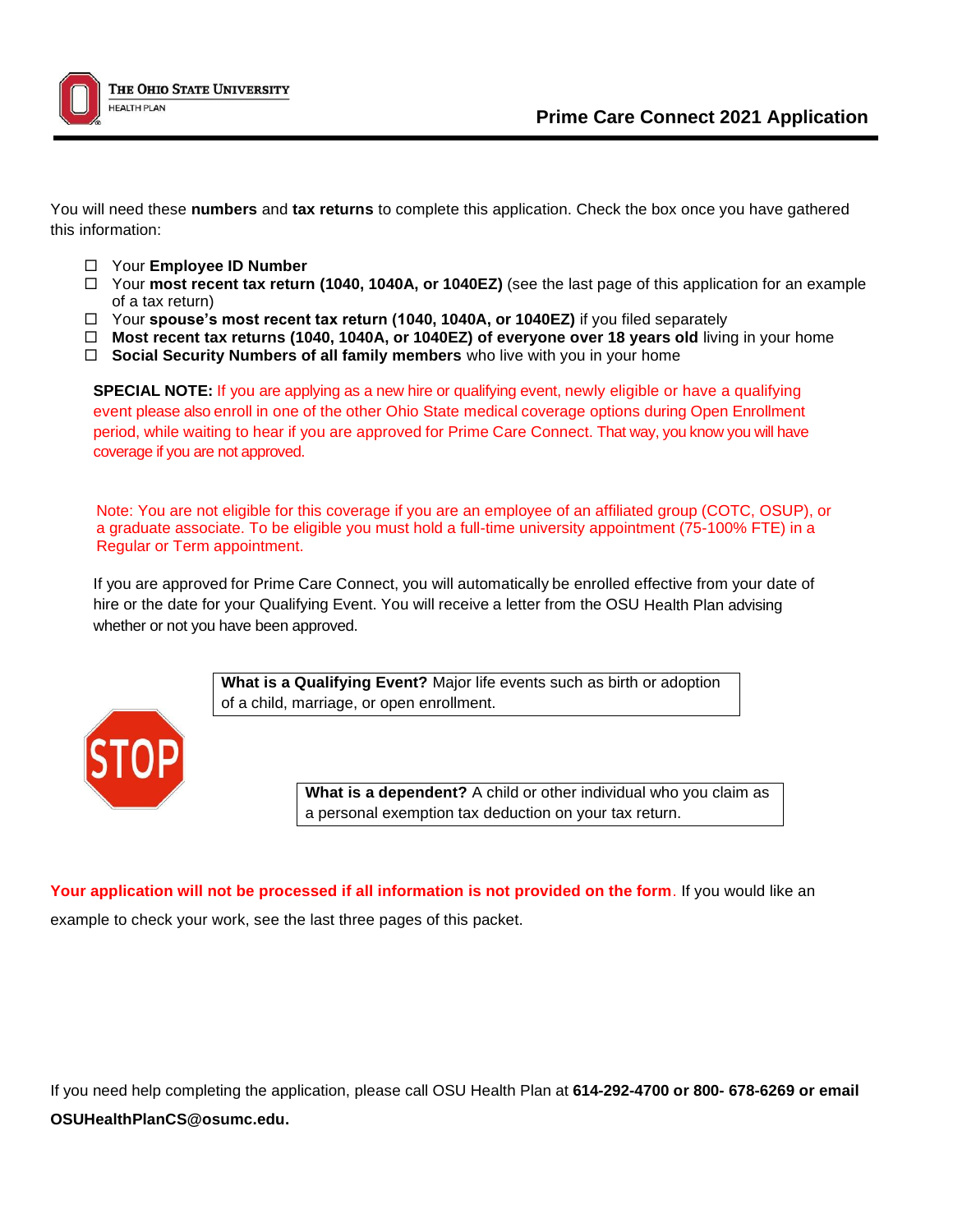# Prime Care Connect 2021 Application

You will need these **numbers** and **tax returns** to complete this application. Check the box once you have gathered this information:

- ☐ Your **Employee ID Number**
- ☐ Your **most recent tax return (1040, 1040A, or 1040EZ)** (see the last page of this application for an example of a tax return)
- ☐ Your **spouse's most recent tax return (1040, 1040A, or 1040EZ)** if you filed separately
- ☐ **Most recent tax returns (1040, 1040A, or 1040EZ) of everyone over 18 years old** living in your home
- ☐ **Social Security Numbers of all family members** who live with you in your home

**SPECIAL NOTE:** If you are applying as a new hire or qualifying event, newly eligible or have a qualifying event please also enroll in one of the other Ohio State medical coverage options during Open Enrollment period, while waiting to hear if you are approved for Prime Care Connect. That way, you know you will have coverage if you are not approved.

Note: You are not eligible for this coverage if you are an employee of an affiliated group (COTC, OSUP), or a graduate associate. To be eligible you must hold a full-time university appointment (75-100% FTE) in a Regular or Term appointment.

If you are approved for Prime Care Connect, you will automatically be enrolled effective from your date of hire or the date for your Qualifying Event. You will receive a letter from the OSU Health Plan advising whether or not you have been approved.

**What is a Qualifying Event?** Major life events such as birth or adoption of a child, marriage, or open enrollment.

**What is a dependent?** A child or other individual who you claim as a personal exemption tax deduction on your tax return.

**Your application will not be processed if all information is not provided on the form**. If you would like an example to check your work, see the last three pages of this packet.

If you need help completing the application, please call OSU Health Plan at **614-292-4700 or 800- 678-6269 or email OSUHealthPlanCS@osumc.edu.**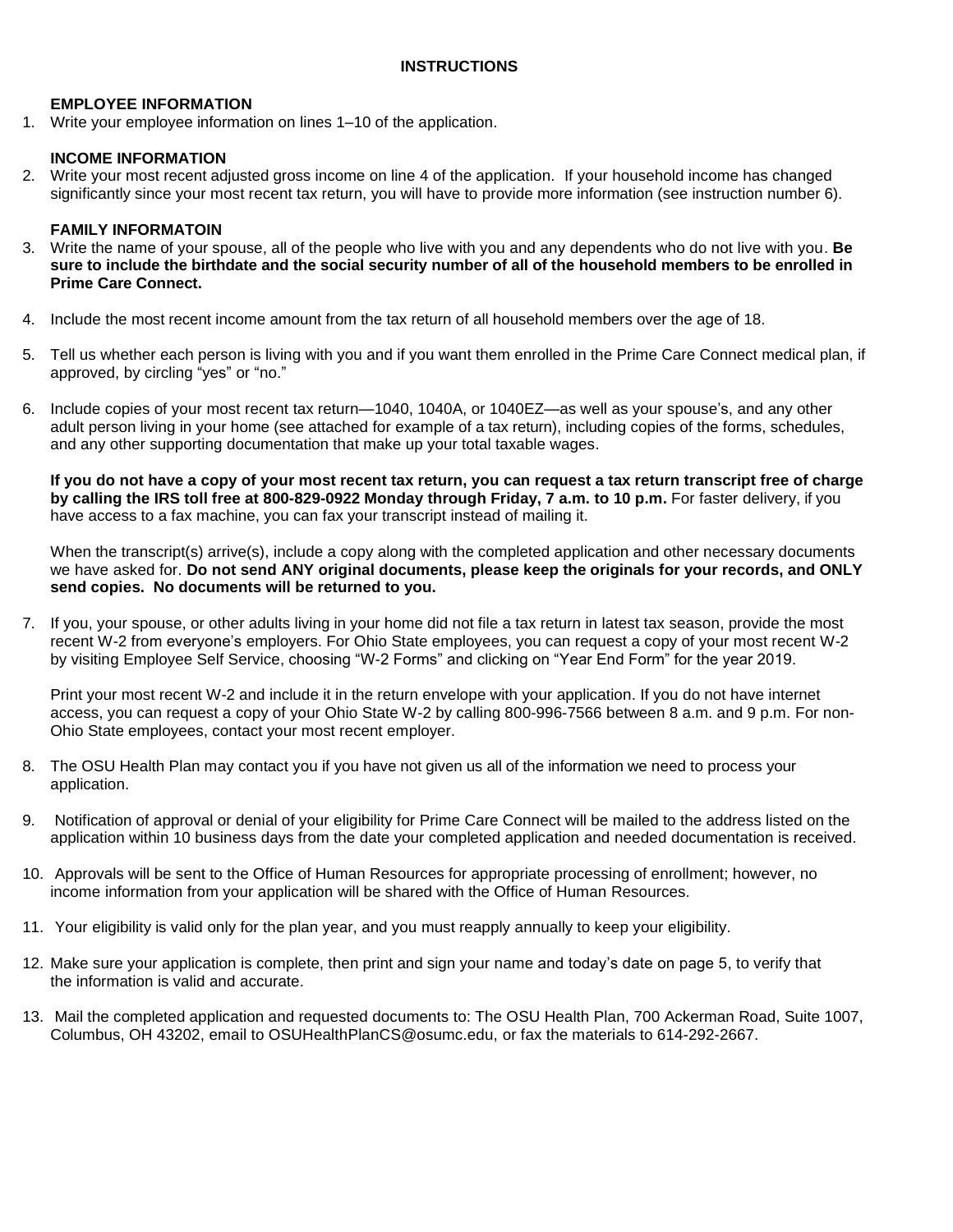# INSTRUCTIONS

### EMPLOYEE INFORMATION

1. Write your employee information on lines 1–10 of the application.

### INCOME INFORMATION

2. Write your most recent adjusted gross income on line 4 of the application. If your household income has changed significantly since your most recent tax return, you will have to provide more information (see instruction number 6).

### FAMILY INFORMATOIN

3. Write the name of your spouse, all of the people who live with you and any dependents who do not live with you. **Be sure to include the birthdate and the social security number of all of the household members to be enrolled in Prime Care Connect.**

4. Include the most recent income amount from the tax return of all household members over the age of 18.

5. Tell us whether each person is living with you and if you want them enrolled in the Prime Care Connect medical plan, if approved, by circling "yes" or "no."

6. Include copies of your most recent tax return—1040, 1040A, or 1040EZ—as well as your spouse's, and any other adult person living in your home (see attached for example of a tax return), including copies of the forms, schedules, and any other supporting documentation that make up your total taxable wages.

   **If you do not have a copy of your most recent tax return, you can request a tax return transcript free of charge by calling the IRS toll free at 800-829-0922 Monday through Friday, 7 a.m. to 10 p.m.** For faster delivery, if you have access to a fax machine, you can fax your transcript instead of mailing it.

   When the transcript(s) arrive(s), include a copy along with the completed application and other necessary documents we have asked for. **Do not send ANY original documents, please keep the originals for your records, and ONLY send copies. No documents will be returned to you.**

7. If you, your spouse, or other adults living in your home did not file a tax return in latest tax season, provide the most recent W-2 from everyone's employers. For Ohio State employees, you can request a copy of your most recent W-2 by visiting Employee Self Service, choosing "W-2 Forms" and clicking on "Year End Form" for the year 2019.

   Print your most recent W-2 and include it in the return envelope with your application. If you do not have internet access, you can request a copy of your Ohio State W-2 by calling 800-996-7566 between 8 a.m. and 9 p.m. For non-Ohio State employees, contact your most recent employer.

8. The OSU Health Plan may contact you if you have not given us all of the information we need to process your application.

9. Notification of approval or denial of your eligibility for Prime Care Connect will be mailed to the address listed on the application within 10 business days from the date your completed application and needed documentation is received.

10. Approvals will be sent to the Office of Human Resources for appropriate processing of enrollment; however, no income information from your application will be shared with the Office of Human Resources.

11. Your eligibility is valid only for the plan year, and you must reapply annually to keep your eligibility.

12. Make sure your application is complete, then print and sign your name and today's date on page 5, to verify that the information is valid and accurate.

13. Mail the completed application and requested documents to: The OSU Health Plan, 700 Ackerman Road, Suite 1007, Columbus, OH 43202, email to OSUHealthPlanCS@osumc.edu, or fax the materials to 614-292-2667.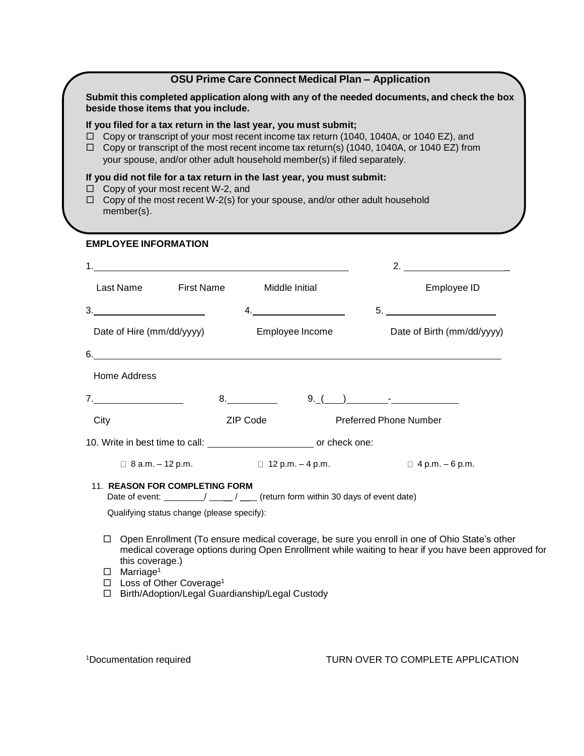## OSU Prime Care Connect Medical Plan – Application

**Submit this completed application along with any of the needed documents, and check the box beside those items that you include.**

**If you filed for a tax return in the last year, you must submit;**

- ☐ Copy or transcript of your most recent income tax return (1040, 1040A, or 1040 EZ), and
- ☐ Copy or transcript of the most recent income tax return(s) (1040, 1040A, or 1040 EZ) from your spouse, and/or other adult household member(s) if filed separately.

**If you did not file for a tax return in the last year, you must submit:**

- ☐ Copy of your most recent W-2, and
- ☐ Copy of the most recent W-2(s) for your spouse, and/or other adult household member(s).

### EMPLOYEE INFORMATION

1. ______________________________________________ Last Name First Name Middle Initial

2. ____________________ Employee ID

3. ____________________ Date of Hire (mm/dd/yyyy)

4. ____________________ Employee Income

5. ____________________ Date of Birth (mm/dd/yyyy)

6. ______________________________________________ Home Address

7. ____________________ City

8. __________ ZIP Code

9. (___) ________-__________ Preferred Phone Number

10. Write in best time to call: ____________________ or check one:

    ☐ 8 a.m. – 12 p.m. ☐ 12 p.m. – 4 p.m. ☐ 4 p.m. – 6 p.m.

11. **REASON FOR COMPLETING FORM**

    Date of event: ________/ _____ / ___ (return form within 30 days of event date)

    Qualifying status change (please specify):

    - ☐ Open Enrollment (To ensure medical coverage, be sure you enroll in one of Ohio State's other medical coverage options during Open Enrollment while waiting to hear if you have been approved for this coverage.)
    - ☐ Marriage[1]
    - ☐ Loss of Other Coverage[1]
    - ☐ Birth/Adoption/Legal Guardianship/Legal Custody

[1]Documentation required

TURN OVER TO COMPLETE APPLICATION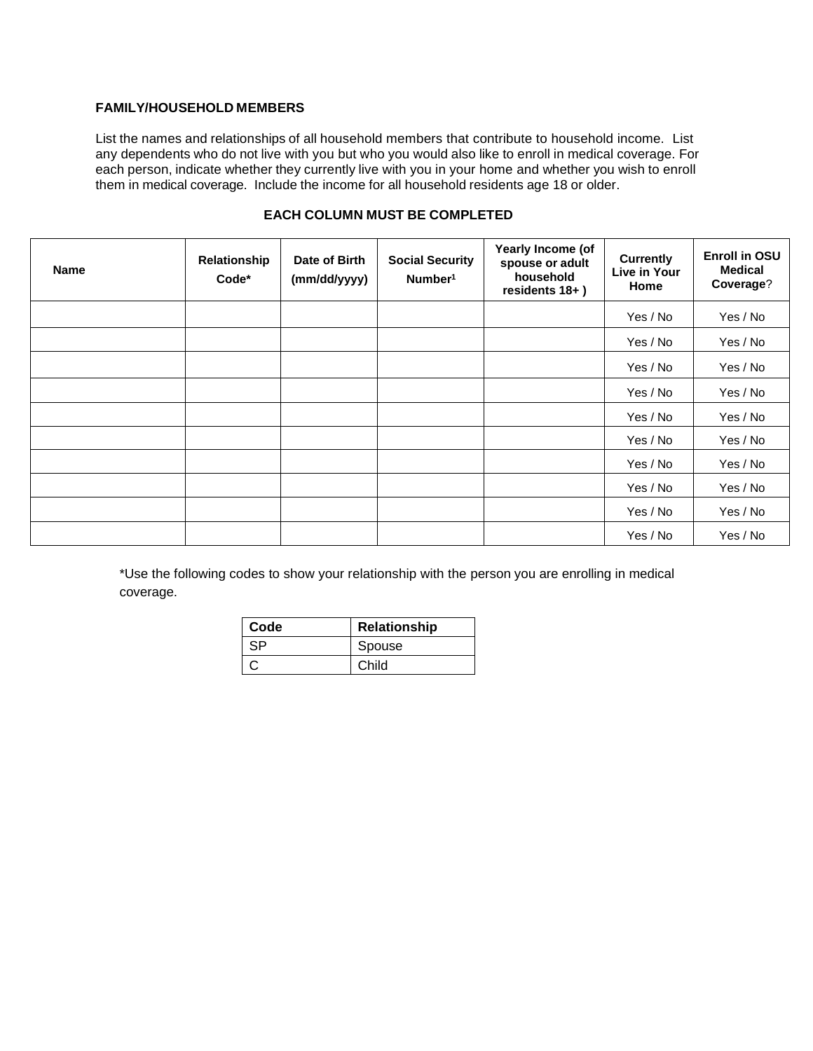**FAMILY/HOUSEHOLD MEMBERS**

List the names and relationships of all household members that contribute to household income. List any dependents who do not live with you but who you would also like to enroll in medical coverage. For each person, indicate whether they currently live with you in your home and whether you wish to enroll them in medical coverage. Include the income for all household residents age 18 or older.

**EACH COLUMN MUST BE COMPLETED**

| Name | Relationship Code* | Date of Birth (mm/dd/yyyy) | Social Security Number[1] | Yearly Income (of spouse or adult household residents 18+ ) | Currently Live in Your Home | Enroll in OSU Medical Coverage? |
|---|---|---|---|---|---|---|
| | | | | | Yes / No | Yes / No |
| | | | | | Yes / No | Yes / No |
| | | | | | Yes / No | Yes / No |
| | | | | | Yes / No | Yes / No |
| | | | | | Yes / No | Yes / No |
| | | | | | Yes / No | Yes / No |
| | | | | | Yes / No | Yes / No |
| | | | | | Yes / No | Yes / No |
| | | | | | Yes / No | Yes / No |
| | | | | | Yes / No | Yes / No |

*Use the following codes to show your relationship with the person you are enrolling in medical coverage.

| Code | Relationship |
|---|---|
| SP | Spouse |
| C | Child |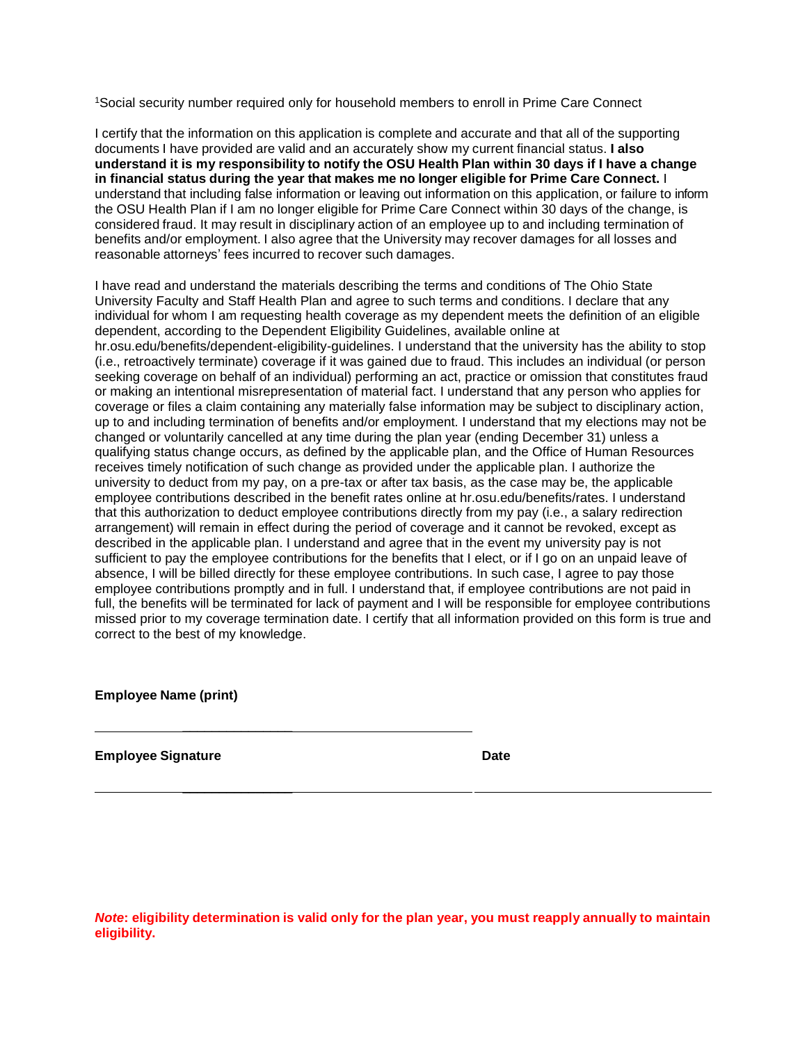[1]Social security number required only for household members to enroll in Prime Care Connect

I certify that the information on this application is complete and accurate and that all of the supporting documents I have provided are valid and an accurately show my current financial status. **I also understand it is my responsibility to notify the OSU Health Plan within 30 days if I have a change in financial status during the year that makes me no longer eligible for Prime Care Connect.** I understand that including false information or leaving out information on this application, or failure to inform the OSU Health Plan if I am no longer eligible for Prime Care Connect within 30 days of the change, is considered fraud. It may result in disciplinary action of an employee up to and including termination of benefits and/or employment. I also agree that the University may recover damages for all losses and reasonable attorneys' fees incurred to recover such damages.

I have read and understand the materials describing the terms and conditions of The Ohio State University Faculty and Staff Health Plan and agree to such terms and conditions. I declare that any individual for whom I am requesting health coverage as my dependent meets the definition of an eligible dependent, according to the Dependent Eligibility Guidelines, available online at hr.osu.edu/benefits/dependent-eligibility-guidelines. I understand that the university has the ability to stop (i.e., retroactively terminate) coverage if it was gained due to fraud. This includes an individual (or person seeking coverage on behalf of an individual) performing an act, practice or omission that constitutes fraud or making an intentional misrepresentation of material fact. I understand that any person who applies for coverage or files a claim containing any materially false information may be subject to disciplinary action, up to and including termination of benefits and/or employment. I understand that my elections may not be changed or voluntarily cancelled at any time during the plan year (ending December 31) unless a qualifying status change occurs, as defined by the applicable plan, and the Office of Human Resources receives timely notification of such change as provided under the applicable plan. I authorize the university to deduct from my pay, on a pre-tax or after tax basis, as the case may be, the applicable employee contributions described in the benefit rates online at hr.osu.edu/benefits/rates. I understand that this authorization to deduct employee contributions directly from my pay (i.e., a salary redirection arrangement) will remain in effect during the period of coverage and it cannot be revoked, except as described in the applicable plan. I understand and agree that in the event my university pay is not sufficient to pay the employee contributions for the benefits that I elect, or if I go on an unpaid leave of absence, I will be billed directly for these employee contributions. In such case, I agree to pay those employee contributions promptly and in full. I understand that, if employee contributions are not paid in full, the benefits will be terminated for lack of payment and I will be responsible for employee contributions missed prior to my coverage termination date. I certify that all information provided on this form is true and correct to the best of my knowledge.

**Employee Name (print)**

\_\_\_\_\_\_\_\_\_\_\_\_\_\_\_\_\_\_\_\_\_\_\_\_\_\_\_\_\_\_\_\_\_\_\_\_\_\_\_\_

**Employee Signature** **Date**

\_\_\_\_\_\_\_\_\_\_\_\_\_\_\_\_\_\_\_\_\_\_\_\_\_\_\_\_\_\_\_\_\_\_\_\_\_\_\_\_ \_\_\_\_\_\_\_\_\_\_\_\_\_\_\_\_\_\_\_\_\_\_\_\_\_

***Note*: eligibility determination is valid only for the plan year, you must reapply annually to maintain eligibility.**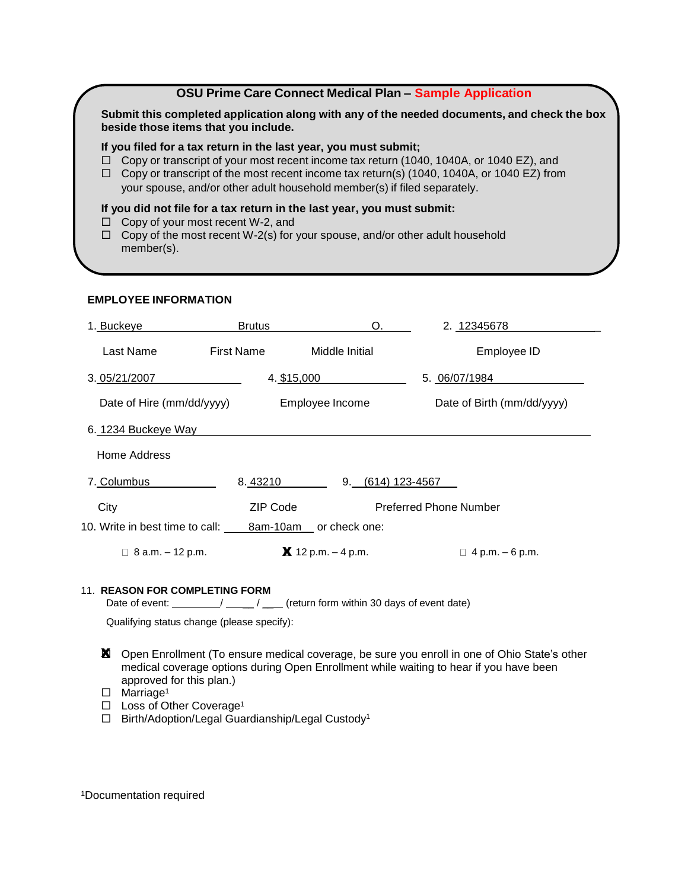## OSU Prime Care Connect Medical Plan – Sample Application

**Submit this completed application along with any of the needed documents, and check the box beside those items that you include.**

**If you filed for a tax return in the last year, you must submit;**

- ☐ Copy or transcript of your most recent income tax return (1040, 1040A, or 1040 EZ), and
- ☐ Copy or transcript of the most recent income tax return(s) (1040, 1040A, or 1040 EZ) from your spouse, and/or other adult household member(s) if filed separately.

**If you did not file for a tax return in the last year, you must submit:**

- ☐ Copy of your most recent W-2, and
- ☐ Copy of the most recent W-2(s) for your spouse, and/or other adult household member(s).

### EMPLOYEE INFORMATION

1. Buckeye (Last Name) Brutus (First Name) O. (Middle Initial)
2. 12345678 (Employee ID)
3. 05/21/2007 (Date of Hire (mm/dd/yyyy))
4. $15,000 (Employee Income)
5. 06/07/1984 (Date of Birth (mm/dd/yyyy))
6. 1234 Buckeye Way (Home Address)
7. Columbus (City)
8. 43210 (ZIP Code)
9. (614) 123-4567 (Preferred Phone Number)
10. Write in best time to call: 8am-10am or check one:

☐ 8 a.m. – 12 p.m. ☒ 12 p.m. – 4 p.m. ☐ 4 p.m. – 6 p.m.

11. **REASON FOR COMPLETING FORM**

Date of event: ________/ ____ / ___ (return form within 30 days of event date)

Qualifying status change (please specify):

- ☒ Open Enrollment (To ensure medical coverage, be sure you enroll in one of Ohio State's other medical coverage options during Open Enrollment while waiting to hear if you have been approved for this plan.)
- ☐ Marriage[1]
- ☐ Loss of Other Coverage[1]
- ☐ Birth/Adoption/Legal Guardianship/Legal Custody[1]

[1]Documentation required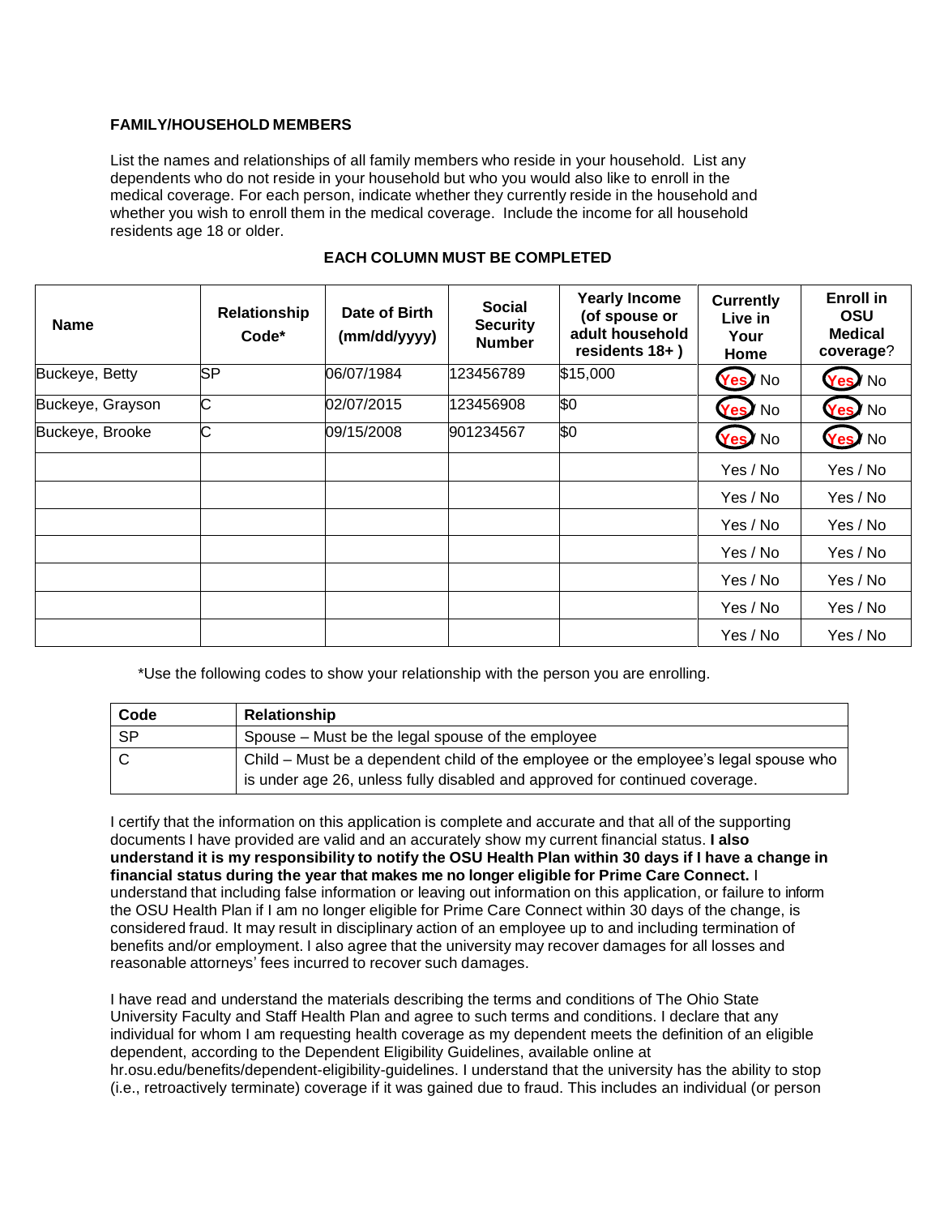**FAMILY/HOUSEHOLD MEMBERS**

List the names and relationships of all family members who reside in your household. List any dependents who do not reside in your household but who you would also like to enroll in the medical coverage. For each person, indicate whether they currently reside in the household and whether you wish to enroll them in the medical coverage. Include the income for all household residents age 18 or older.

**EACH COLUMN MUST BE COMPLETED**

| Name | Relationship Code* | Date of Birth (mm/dd/yyyy) | Social Security Number | Yearly Income (of spouse or adult household residents 18+ ) | Currently Live in Your Home | Enroll in OSU Medical coverage? |
|---|---|---|---|---|---|---|
| Buckeye, Betty | SP | 06/07/1984 | 123456789 | $15,000 | (Yes) / No | (Yes) / No |
| Buckeye, Grayson | C | 02/07/2015 | 123456908 | $0 | (Yes) / No | (Yes) / No |
| Buckeye, Brooke | C | 09/15/2008 | 901234567 | $0 | (Yes) / No | (Yes) / No |
| | | | | | Yes / No | Yes / No |
| | | | | | Yes / No | Yes / No |
| | | | | | Yes / No | Yes / No |
| | | | | | Yes / No | Yes / No |
| | | | | | Yes / No | Yes / No |
| | | | | | Yes / No | Yes / No |
| | | | | | Yes / No | Yes / No |

*Use the following codes to show your relationship with the person you are enrolling.

| Code | Relationship |
|---|---|
| SP | Spouse – Must be the legal spouse of the employee |
| C | Child – Must be a dependent child of the employee or the employee's legal spouse who is under age 26, unless fully disabled and approved for continued coverage. |

I certify that the information on this application is complete and accurate and that all of the supporting documents I have provided are valid and an accurately show my current financial status. **I also understand it is my responsibility to notify the OSU Health Plan within 30 days if I have a change in financial status during the year that makes me no longer eligible for Prime Care Connect.** I understand that including false information or leaving out information on this application, or failure to inform the OSU Health Plan if I am no longer eligible for Prime Care Connect within 30 days of the change, is considered fraud. It may result in disciplinary action of an employee up to and including termination of benefits and/or employment. I also agree that the university may recover damages for all losses and reasonable attorneys' fees incurred to recover such damages.

I have read and understand the materials describing the terms and conditions of The Ohio State University Faculty and Staff Health Plan and agree to such terms and conditions. I declare that any individual for whom I am requesting health coverage as my dependent meets the definition of an eligible dependent, according to the Dependent Eligibility Guidelines, available online at hr.osu.edu/benefits/dependent-eligibility-guidelines. I understand that the university has the ability to stop (i.e., retroactively terminate) coverage if it was gained due to fraud. This includes an individual (or person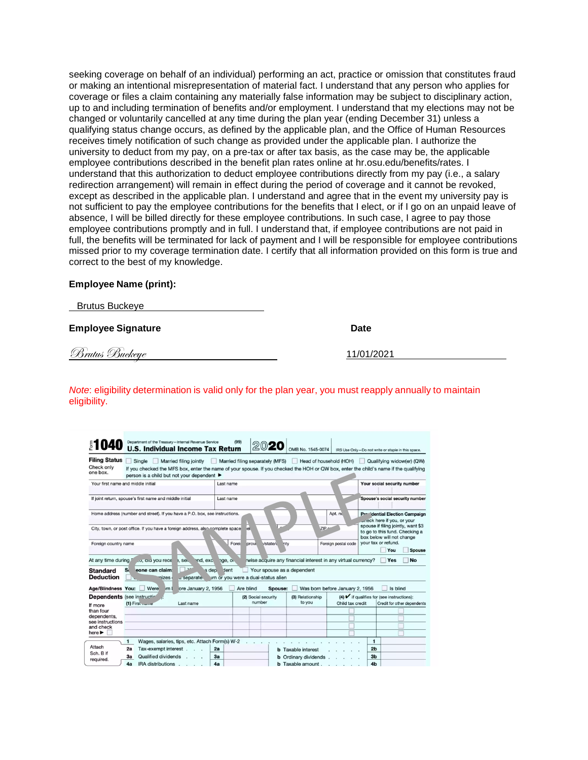seeking coverage on behalf of an individual) performing an act, practice or omission that constitutes fraud or making an intentional misrepresentation of material fact. I understand that any person who applies for coverage or files a claim containing any materially false information may be subject to disciplinary action, up to and including termination of benefits and/or employment. I understand that my elections may not be changed or voluntarily cancelled at any time during the plan year (ending December 31) unless a qualifying status change occurs, as defined by the applicable plan, and the Office of Human Resources receives timely notification of such change as provided under the applicable plan. I authorize the university to deduct from my pay, on a pre-tax or after tax basis, as the case may be, the applicable employee contributions described in the benefit plan rates online at hr.osu.edu/benefits/rates. I understand that this authorization to deduct employee contributions directly from my pay (i.e., a salary redirection arrangement) will remain in effect during the period of coverage and it cannot be revoked, except as described in the applicable plan. I understand and agree that in the event my university pay is not sufficient to pay the employee contributions for the benefits that I elect, or if I go on an unpaid leave of absence, I will be billed directly for these employee contributions. In such case, I agree to pay those employee contributions promptly and in full. I understand that, if employee contributions are not paid in full, the benefits will be terminated for lack of payment and I will be responsible for employee contributions missed prior to my coverage termination date. I certify that all information provided on this form is true and correct to the best of my knowledge.

**Employee Name (print):**

Brutus Buckeye

**Employee Signature** **Date**

*Brutus Buckeye* 11/01/2021

*Note*: eligibility determination is valid only for the plan year, you must reapply annually to maintain eligibility.

Form **1040** Department of the Treasury—Internal Revenue Service (99) **U.S. Individual Income Tax Return** **2020** OMB No. 1545-0074 IRS Use Only—Do not write or staple in this space.

SAMPLE

**Filing Status** Check only one box. ☐ Single ☐ Married filing jointly ☐ Married filing separately (MFS) ☐ Head of household (HOH) ☐ Qualifying widow(er) (QW)
If you checked the MFS box, enter the name of your spouse. If you checked the HOH or QW box, enter the child's name if the qualifying person is a child but not your dependent ▶

| Your first name and middle initial | Last name | Your social security number |
|---|---|---|
| If joint return, spouse's first name and middle initial | Last name | Spouse's social security number |
| Home address (number and street). If you have a P.O. box, see instructions. | Apt. no. | Presidential Election Campaign |
| City, town, or post office. If you have a foreign address, also complete spaces below. | State / ZIP code | Check here if you, or your spouse if filing jointly, want $3 to go to this fund. Checking a box below will not change your tax or refund. |
| Foreign country name | Foreign province/state/county / Foreign postal code | ☐ You ☐ Spouse |

At any time during 2020, did you receive, sell, send, exchange, or otherwise acquire any financial interest in any virtual currency? ☐ Yes ☐ No

**Standard Deduction** Someone can claim: ☐ You as a dependent ☐ Your spouse as a dependent
☐ Spouse itemizes on a separate return or you were a dual-status alien

**Age/Blindness** You: ☐ Were born before January 2, 1956 ☐ Are blind **Spouse:** ☐ Was born before January 2, 1956 ☐ Is blind

**Dependents** (see instructions):

| (1) First name | Last name | (2) Social security number | (3) Relationship to you | (4) ✔ if qualifies for (see instructions): Child tax credit | Credit for other dependents |
|---|---|---|---|---|---|
| | | | | ☐ | ☐ |
| | | | | ☐ | ☐ |
| | | | | ☐ | ☐ |
| | | | | ☐ | ☐ |

If more than four dependents, see instructions and check here ▶ ☐

| | | | | | | |
|---|---|---|---|---|---|---|
| 1 | Wages, salaries, tips, etc. Attach Form(s) W-2 | | | | 1 | |
| 2a | Tax-exempt interest | 2a | | b Taxable interest | 2b | |
| 3a | Qualified dividends | 3a | | b Ordinary dividends | 3b | |
| 4a | IRA distributions | 4a | | b Taxable amount | 4b | |

Attach Sch. B if required.